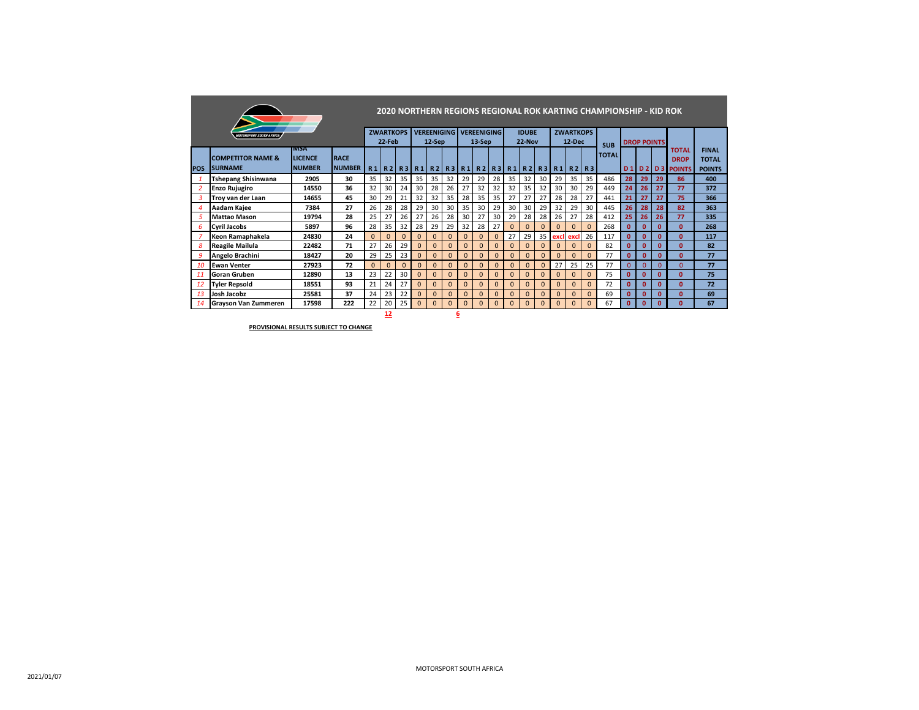# 2020 NORTHERN REGIONS REGIONAL ROK KARTING CHAMPIONSHIP - KID ROK

| POS | COMPETITOR NAME & SURNAME | MSA LICENCE NUMBER | RACE NUMBER | ZWARTKOPS 22-Feb R 1 | R 2 | R 3 | VEREENIGING 12-Sep R 1 | R 2 | R 3 | VEREENIGING 13-Sep R 1 | R 2 | R 3 | IDUBE 22-Nov R 1 | R 2 | R 3 | ZWARTKOPS 12-Dec R 1 | R 2 | R 3 | SUB TOTAL | DROP POINTS D 1 | D 2 | D 3 | TOTAL DROP POINTS | FINAL TOTAL POINTS |
|---|---|---|---|---|---|---|---|---|---|---|---|---|---|---|---|---|---|---|---|---|---|---|---|---|
| 1 | Tshepang Shisinwana | 2905 | 30 | 35 | 32 | 35 | 35 | 35 | 32 | 29 | 29 | 28 | 35 | 32 | 30 | 29 | 35 | 35 | 486 | 28 | 29 | 29 | 86 | 400 |
| 2 | Enzo Rujugiro | 14550 | 36 | 32 | 30 | 24 | 30 | 28 | 26 | 27 | 32 | 32 | 32 | 35 | 32 | 30 | 30 | 29 | 449 | 24 | 26 | 27 | 77 | 372 |
| 3 | Troy van der Laan | 14655 | 45 | 30 | 29 | 21 | 32 | 32 | 35 | 28 | 35 | 35 | 27 | 27 | 27 | 28 | 28 | 27 | 441 | 21 | 27 | 27 | 75 | 366 |
| 4 | Aadam Kajee | 7384 | 27 | 26 | 28 | 28 | 29 | 30 | 30 | 35 | 30 | 29 | 30 | 30 | 29 | 32 | 29 | 30 | 445 | 26 | 28 | 28 | 82 | 363 |
| 5 | Mattao Mason | 19794 | 28 | 25 | 27 | 26 | 27 | 26 | 28 | 30 | 27 | 30 | 29 | 28 | 28 | 26 | 27 | 28 | 412 | 25 | 26 | 26 | 77 | 335 |
| 6 | Cyril Jacobs | 5897 | 96 | 28 | 35 | 32 | 28 | 29 | 29 | 32 | 28 | 27 | 0 | 0 | 0 | 0 | 0 | 0 | 268 | 0 | 0 | 0 | 0 | 268 |
| 7 | Keon Ramaphakela | 24830 | 24 | 0 | 0 | 0 | 0 | 0 | 0 | 0 | 0 | 0 | 27 | 29 | 35 | excl | excl | 26 | 117 | 0 | 0 | 0 | 0 | 117 |
| 8 | Reagile Mailula | 22482 | 71 | 27 | 26 | 29 | 0 | 0 | 0 | 0 | 0 | 0 | 0 | 0 | 0 | 0 | 0 | 0 | 82 | 0 | 0 | 0 | 0 | 82 |
| 9 | Angelo Brachini | 18427 | 20 | 29 | 25 | 23 | 0 | 0 | 0 | 0 | 0 | 0 | 0 | 0 | 0 | 0 | 0 | 0 | 77 | 0 | 0 | 0 | 0 | 77 |
| 10 | Ewan Venter | 27923 | 72 | 0 | 0 | 0 | 0 | 0 | 0 | 0 | 0 | 0 | 0 | 0 | 0 | 27 | 25 | 25 | 77 | 0 | 0 | 0 | 0 | 77 |
| 11 | Goran Gruben | 12890 | 13 | 23 | 22 | 30 | 0 | 0 | 0 | 0 | 0 | 0 | 0 | 0 | 0 | 0 | 0 | 0 | 75 | 0 | 0 | 0 | 0 | 75 |
| 12 | Tyler Repsold | 18551 | 93 | 21 | 24 | 27 | 0 | 0 | 0 | 0 | 0 | 0 | 0 | 0 | 0 | 0 | 0 | 0 | 72 | 0 | 0 | 0 | 0 | 72 |
| 13 | Josh Jacobz | 25581 | 37 | 24 | 23 | 22 | 0 | 0 | 0 | 0 | 0 | 0 | 0 | 0 | 0 | 0 | 0 | 0 | 69 | 0 | 0 | 0 | 0 | 69 |
| 14 | Grayson Van Zummeren | 17598 | 222 | 22 | 20 | 25 | 0 | 0 | 0 | 0 | 0 | 0 | 0 | 0 | 0 | 0 | 0 | 0 | 67 | 0 | 0 | 0 | 0 | 67 |
| | | | | | 12 | | | | | 6 | | | | | | | | | | | | | | |

**PROVISIONAL RESULTS SUBJECT TO CHANGE**

MOTORSPORT SOUTH AFRICA

2021/01/07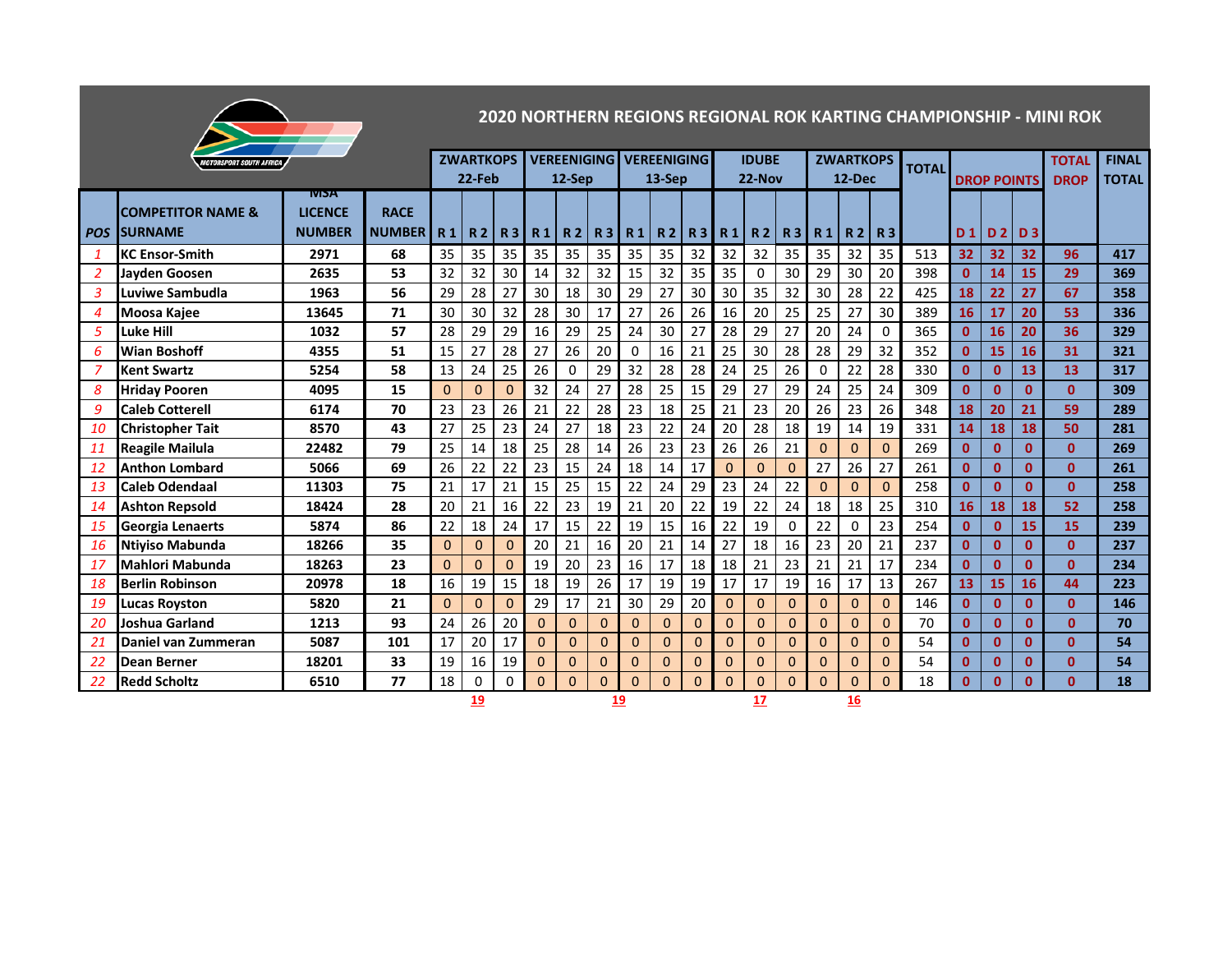# 2020 NORTHERN REGIONS REGIONAL ROK KARTING CHAMPIONSHIP - MINI ROK

| POS | COMPETITOR NAME & SURNAME | MSA LICENCE NUMBER | RACE NUMBER | ZWARTKOPS 22-Feb R 1 | R 2 | R 3 | VEREENIGING 12-Sep R 1 | R 2 | R 3 | VEREENIGING 13-Sep R 1 | R 2 | R 3 | IDUBE 22-Nov R 1 | R 2 | R 3 | ZWARTKOPS 12-Dec R 1 | R 2 | R 3 | TOTAL | DROP POINTS D 1 | D 2 | D 3 | TOTAL DROP | FINAL TOTAL |
|---|---|---|---|---|---|---|---|---|---|---|---|---|---|---|---|---|---|---|---|---|---|---|---|---|
| 1 | KC Ensor-Smith | 2971 | 68 | 35 | 35 | 35 | 35 | 35 | 35 | 35 | 35 | 32 | 32 | 32 | 35 | 35 | 32 | 35 | 513 | 32 | 32 | 32 | 96 | 417 |
| 2 | Jayden Goosen | 2635 | 53 | 32 | 32 | 30 | 14 | 32 | 32 | 15 | 32 | 35 | 35 | 0 | 30 | 29 | 30 | 20 | 398 | 0 | 14 | 15 | 29 | 369 |
| 3 | Luviwe Sambudla | 1963 | 56 | 29 | 28 | 27 | 30 | 18 | 30 | 29 | 27 | 30 | 30 | 35 | 32 | 30 | 28 | 22 | 425 | 18 | 22 | 27 | 67 | 358 |
| 4 | Moosa Kajee | 13645 | 71 | 30 | 30 | 32 | 28 | 30 | 17 | 27 | 26 | 26 | 16 | 20 | 25 | 25 | 27 | 30 | 389 | 16 | 17 | 20 | 53 | 336 |
| 5 | Luke Hill | 1032 | 57 | 28 | 29 | 29 | 16 | 29 | 25 | 24 | 30 | 27 | 28 | 29 | 27 | 20 | 24 | 0 | 365 | 0 | 16 | 20 | 36 | 329 |
| 6 | Wian Boshoff | 4355 | 51 | 15 | 27 | 28 | 27 | 26 | 20 | 0 | 16 | 21 | 25 | 30 | 28 | 28 | 29 | 32 | 352 | 0 | 15 | 16 | 31 | 321 |
| 7 | Kent Swartz | 5254 | 58 | 13 | 24 | 25 | 26 | 0 | 29 | 32 | 28 | 28 | 24 | 25 | 26 | 0 | 22 | 28 | 330 | 0 | 0 | 13 | 13 | 317 |
| 8 | Hriday Pooren | 4095 | 15 | 0 | 0 | 0 | 32 | 24 | 27 | 28 | 25 | 15 | 29 | 27 | 29 | 24 | 25 | 24 | 309 | 0 | 0 | 0 | 0 | 309 |
| 9 | Caleb Cotterell | 6174 | 70 | 23 | 23 | 26 | 21 | 22 | 28 | 23 | 18 | 25 | 21 | 23 | 20 | 26 | 23 | 26 | 348 | 18 | 20 | 21 | 59 | 289 |
| 10 | Christopher Tait | 8570 | 43 | 27 | 25 | 23 | 24 | 27 | 18 | 23 | 22 | 24 | 20 | 28 | 18 | 19 | 14 | 19 | 331 | 14 | 18 | 18 | 50 | 281 |
| 11 | Reagile Mailula | 22482 | 79 | 25 | 14 | 18 | 25 | 28 | 14 | 26 | 23 | 23 | 26 | 26 | 21 | 0 | 0 | 0 | 269 | 0 | 0 | 0 | 0 | 269 |
| 12 | Anthon Lombard | 5066 | 69 | 26 | 22 | 22 | 23 | 15 | 24 | 18 | 14 | 17 | 0 | 0 | 0 | 27 | 26 | 27 | 261 | 0 | 0 | 0 | 0 | 261 |
| 13 | Caleb Odendaal | 11303 | 75 | 21 | 17 | 21 | 15 | 25 | 15 | 22 | 24 | 29 | 23 | 24 | 22 | 0 | 0 | 0 | 258 | 0 | 0 | 0 | 0 | 258 |
| 14 | Ashton Repsold | 18424 | 28 | 20 | 21 | 16 | 22 | 23 | 19 | 21 | 20 | 22 | 19 | 22 | 24 | 18 | 18 | 25 | 310 | 16 | 18 | 18 | 52 | 258 |
| 15 | Georgia Lenaerts | 5874 | 86 | 22 | 18 | 24 | 17 | 15 | 22 | 19 | 15 | 16 | 22 | 19 | 0 | 22 | 0 | 23 | 254 | 0 | 0 | 15 | 15 | 239 |
| 16 | Ntiyiso Mabunda | 18266 | 35 | 0 | 0 | 0 | 20 | 21 | 16 | 20 | 21 | 14 | 27 | 18 | 16 | 23 | 20 | 21 | 237 | 0 | 0 | 0 | 0 | 237 |
| 17 | Mahlori Mabunda | 18263 | 23 | 0 | 0 | 0 | 19 | 20 | 23 | 16 | 17 | 18 | 18 | 21 | 23 | 21 | 21 | 17 | 234 | 0 | 0 | 0 | 0 | 234 |
| 18 | Berlin Robinson | 20978 | 18 | 16 | 19 | 15 | 18 | 19 | 26 | 17 | 19 | 19 | 17 | 17 | 19 | 16 | 17 | 13 | 267 | 13 | 15 | 16 | 44 | 223 |
| 19 | Lucas Royston | 5820 | 21 | 0 | 0 | 0 | 29 | 17 | 21 | 30 | 29 | 20 | 0 | 0 | 0 | 0 | 0 | 0 | 146 | 0 | 0 | 0 | 0 | 146 |
| 20 | Joshua Garland | 1213 | 93 | 24 | 26 | 20 | 0 | 0 | 0 | 0 | 0 | 0 | 0 | 0 | 0 | 0 | 0 | 0 | 70 | 0 | 0 | 0 | 0 | 70 |
| 21 | Daniel van Zummeran | 5087 | 101 | 17 | 20 | 17 | 0 | 0 | 0 | 0 | 0 | 0 | 0 | 0 | 0 | 0 | 0 | 0 | 54 | 0 | 0 | 0 | 0 | 54 |
| 22 | Dean Berner | 18201 | 33 | 19 | 16 | 19 | 0 | 0 | 0 | 0 | 0 | 0 | 0 | 0 | 0 | 0 | 0 | 0 | 54 | 0 | 0 | 0 | 0 | 54 |
| 22 | Redd Scholtz | 6510 | 77 | 18 | 0 | 0 | 0 | 0 | 0 | 0 | 0 | 0 | 0 | 0 | 0 | 0 | 0 | 0 | 18 | 0 | 0 | 0 | 0 | 18 |
| | | | | | 19 | | | | | 19 | | | | 17 | | | 16 | | | | | | | |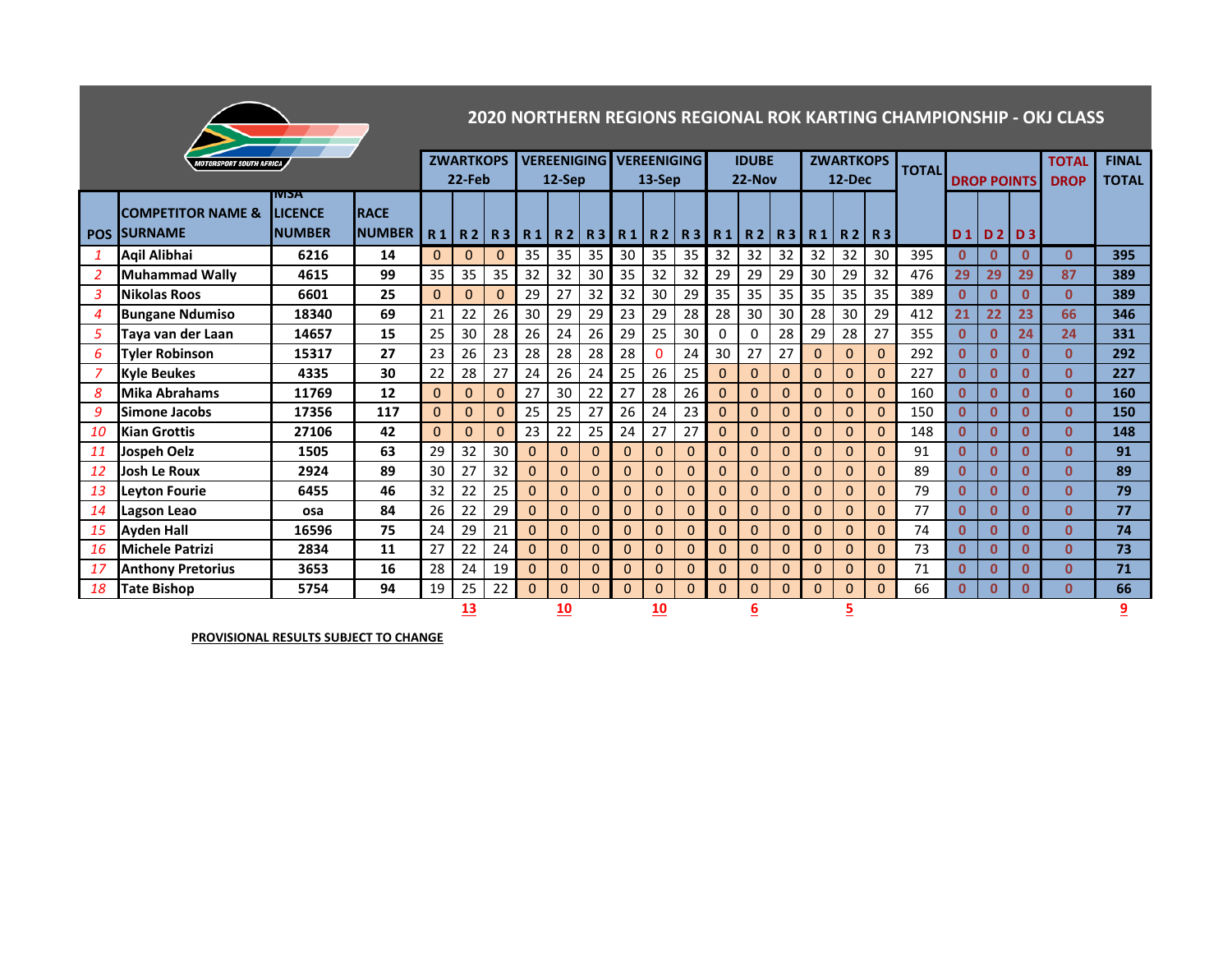# 2020 NORTHERN REGIONS REGIONAL ROK KARTING CHAMPIONSHIP - OKJ CLASS

| POS | COMPETITOR NAME & SURNAME | MSA LICENCE NUMBER | RACE NUMBER | ZWARTKOPS 22-Feb | | | VEREENIGING 12-Sep | | | VEREENIGING 13-Sep | | | IDUBE 22-Nov | | | ZWARTKOPS 12-Dec | | | TOTAL | DROP POINTS | | | TOTAL DROP | FINAL TOTAL |
|---|---|---|---|---|---|---|---|---|---|---|---|---|---|---|---|---|---|---|---|---|---|---|---|---|
| | | | | R 1 | R 2 | R 3 | R 1 | R 2 | R 3 | R 1 | R 2 | R 3 | R 1 | R 2 | R 3 | R 1 | R 2 | R 3 | | D 1 | D 2 | D 3 | | |
| 1 | Aqil Alibhai | 6216 | 14 | 0 | 0 | 0 | 35 | 35 | 35 | 30 | 35 | 35 | 32 | 32 | 32 | 32 | 32 | 30 | 395 | 0 | 0 | 0 | 0 | 395 |
| 2 | Muhammad Wally | 4615 | 99 | 35 | 35 | 35 | 32 | 32 | 30 | 35 | 32 | 32 | 29 | 29 | 29 | 30 | 29 | 32 | 476 | 29 | 29 | 29 | 87 | 389 |
| 3 | Nikolas Roos | 6601 | 25 | 0 | 0 | 0 | 29 | 27 | 32 | 32 | 30 | 29 | 35 | 35 | 35 | 35 | 35 | 35 | 389 | 0 | 0 | 0 | 0 | 389 |
| 4 | Bungane Ndumiso | 18340 | 69 | 21 | 22 | 26 | 30 | 29 | 29 | 23 | 29 | 28 | 28 | 30 | 30 | 28 | 30 | 29 | 412 | 21 | 22 | 23 | 66 | 346 |
| 5 | Taya van der Laan | 14657 | 15 | 25 | 30 | 28 | 26 | 24 | 26 | 29 | 25 | 30 | 0 | 0 | 28 | 29 | 28 | 27 | 355 | 0 | 0 | 24 | 24 | 331 |
| 6 | Tyler Robinson | 15317 | 27 | 23 | 26 | 23 | 28 | 28 | 28 | 28 | 0 | 24 | 30 | 27 | 27 | 0 | 0 | 0 | 292 | 0 | 0 | 0 | 0 | 292 |
| 7 | Kyle Beukes | 4335 | 30 | 22 | 28 | 27 | 24 | 26 | 24 | 25 | 26 | 25 | 0 | 0 | 0 | 0 | 0 | 0 | 227 | 0 | 0 | 0 | 0 | 227 |
| 8 | Mika Abrahams | 11769 | 12 | 0 | 0 | 0 | 27 | 30 | 22 | 27 | 28 | 26 | 0 | 0 | 0 | 0 | 0 | 0 | 160 | 0 | 0 | 0 | 0 | 160 |
| 9 | Simone Jacobs | 17356 | 117 | 0 | 0 | 0 | 25 | 25 | 27 | 26 | 24 | 23 | 0 | 0 | 0 | 0 | 0 | 0 | 150 | 0 | 0 | 0 | 0 | 150 |
| 10 | Kian Grottis | 27106 | 42 | 0 | 0 | 0 | 23 | 22 | 25 | 24 | 27 | 27 | 0 | 0 | 0 | 0 | 0 | 0 | 148 | 0 | 0 | 0 | 0 | 148 |
| 11 | Jospeh Oelz | 1505 | 63 | 29 | 32 | 30 | 0 | 0 | 0 | 0 | 0 | 0 | 0 | 0 | 0 | 0 | 0 | 0 | 91 | 0 | 0 | 0 | 0 | 91 |
| 12 | Josh Le Roux | 2924 | 89 | 30 | 27 | 32 | 0 | 0 | 0 | 0 | 0 | 0 | 0 | 0 | 0 | 0 | 0 | 0 | 89 | 0 | 0 | 0 | 0 | 89 |
| 13 | Leyton Fourie | 6455 | 46 | 32 | 22 | 25 | 0 | 0 | 0 | 0 | 0 | 0 | 0 | 0 | 0 | 0 | 0 | 0 | 79 | 0 | 0 | 0 | 0 | 79 |
| 14 | Lagson Leao | osa | 84 | 26 | 22 | 29 | 0 | 0 | 0 | 0 | 0 | 0 | 0 | 0 | 0 | 0 | 0 | 0 | 77 | 0 | 0 | 0 | 0 | 77 |
| 15 | Ayden Hall | 16596 | 75 | 24 | 29 | 21 | 0 | 0 | 0 | 0 | 0 | 0 | 0 | 0 | 0 | 0 | 0 | 0 | 74 | 0 | 0 | 0 | 0 | 74 |
| 16 | Michele Patrizi | 2834 | 11 | 27 | 22 | 24 | 0 | 0 | 0 | 0 | 0 | 0 | 0 | 0 | 0 | 0 | 0 | 0 | 73 | 0 | 0 | 0 | 0 | 73 |
| 17 | Anthony Pretorius | 3653 | 16 | 28 | 24 | 19 | 0 | 0 | 0 | 0 | 0 | 0 | 0 | 0 | 0 | 0 | 0 | 0 | 71 | 0 | 0 | 0 | 0 | 71 |
| 18 | Tate Bishop | 5754 | 94 | 19 | 25 | 22 | 0 | 0 | 0 | 0 | 0 | 0 | 0 | 0 | 0 | 0 | 0 | 0 | 66 | 0 | 0 | 0 | 0 | 66 |
| | | | | | 13 | | | 10 | | | 10 | | | 6 | | | 5 | | | | | | | 9 |

**PROVISIONAL RESULTS SUBJECT TO CHANGE**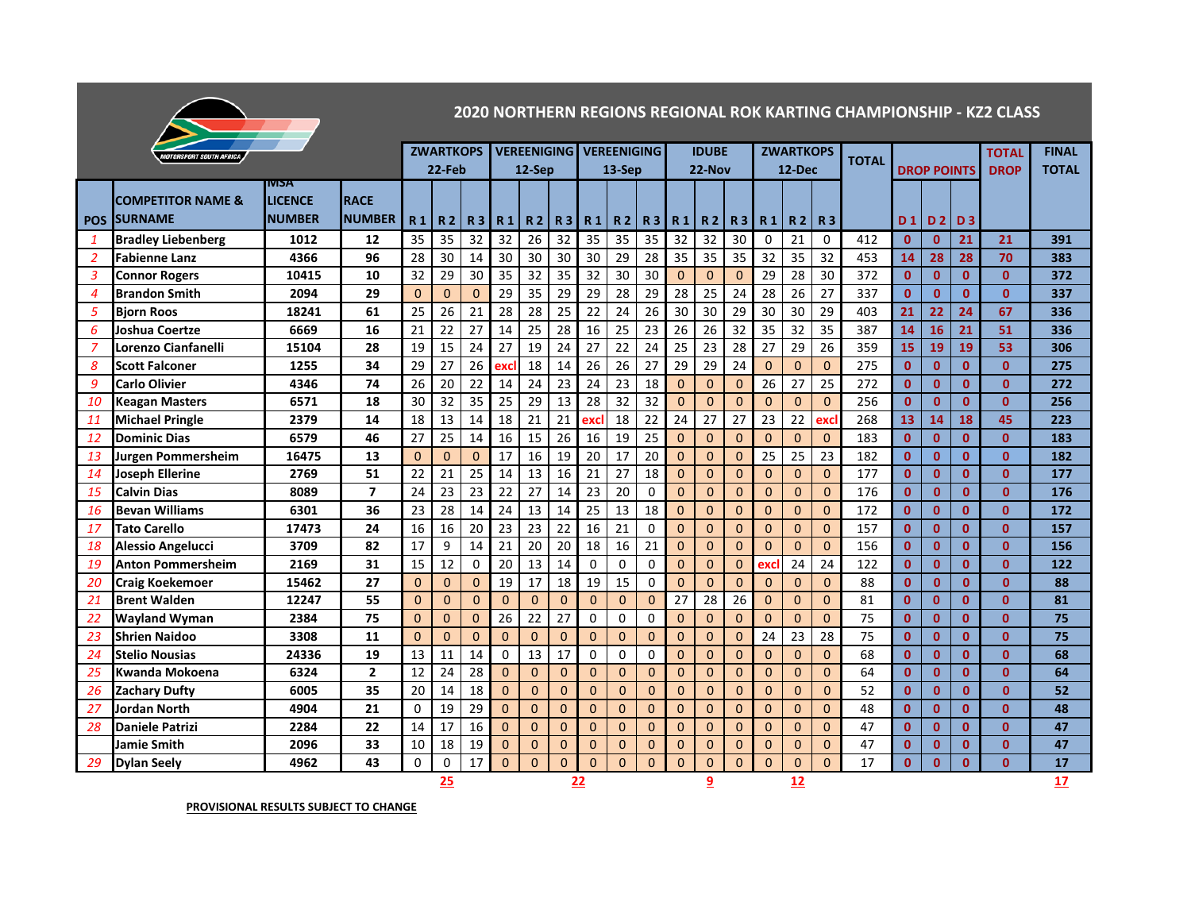# 2020 NORTHERN REGIONS REGIONAL ROK KARTING CHAMPIONSHIP - KZ2 CLASS

| POS | COMPETITOR NAME & SURNAME | MSA LICENCE NUMBER | RACE NUMBER | ZWARTKOPS 22-Feb R 1 | R 2 | R 3 | VEREENIGING 12-Sep R 1 | R 2 | R 3 | VEREENIGING 13-Sep R 1 | R 2 | R 3 | IDUBE 22-Nov R 1 | R 2 | R 3 | ZWARTKOPS 12-Dec R 1 | R 2 | R 3 | TOTAL | DROP POINTS D 1 | D 2 | D 3 | TOTAL DROP | FINAL TOTAL |
|---|---|---|---|---|---|---|---|---|---|---|---|---|---|---|---|---|---|---|---|---|---|---|---|---|
| 1 | Bradley Liebenberg | 1012 | 12 | 35 | 35 | 32 | 32 | 26 | 32 | 35 | 35 | 35 | 32 | 32 | 30 | 0 | 21 | 0 | 412 | 0 | 0 | 21 | 21 | 391 |
| 2 | Fabienne Lanz | 4366 | 96 | 28 | 30 | 14 | 30 | 30 | 30 | 30 | 29 | 28 | 35 | 35 | 35 | 32 | 35 | 32 | 453 | 14 | 28 | 28 | 70 | 383 |
| 3 | Connor Rogers | 10415 | 10 | 32 | 29 | 30 | 35 | 32 | 35 | 32 | 30 | 30 | 0 | 0 | 0 | 29 | 28 | 30 | 372 | 0 | 0 | 0 | 0 | 372 |
| 4 | Brandon Smith | 2094 | 29 | 0 | 0 | 0 | 29 | 35 | 29 | 29 | 28 | 29 | 28 | 25 | 24 | 28 | 26 | 27 | 337 | 0 | 0 | 0 | 0 | 337 |
| 5 | Bjorn Roos | 18241 | 61 | 25 | 26 | 21 | 28 | 28 | 25 | 22 | 24 | 26 | 30 | 30 | 29 | 30 | 30 | 29 | 403 | 21 | 22 | 24 | 67 | 336 |
| 6 | Joshua Coertze | 6669 | 16 | 21 | 22 | 27 | 14 | 25 | 28 | 16 | 25 | 23 | 26 | 26 | 32 | 35 | 32 | 35 | 387 | 14 | 16 | 21 | 51 | 336 |
| 7 | Lorenzo Cianfanelli | 15104 | 28 | 19 | 15 | 24 | 27 | 19 | 24 | 27 | 22 | 24 | 25 | 23 | 28 | 27 | 29 | 26 | 359 | 15 | 19 | 19 | 53 | 306 |
| 8 | Scott Falconer | 1255 | 34 | 29 | 27 | 26 | excl | 18 | 14 | 26 | 26 | 27 | 29 | 29 | 24 | 0 | 0 | 0 | 275 | 0 | 0 | 0 | 0 | 275 |
| 9 | Carlo Olivier | 4346 | 74 | 26 | 20 | 22 | 14 | 24 | 23 | 24 | 23 | 18 | 0 | 0 | 0 | 26 | 27 | 25 | 272 | 0 | 0 | 0 | 0 | 272 |
| 10 | Keagan Masters | 6571 | 18 | 30 | 32 | 35 | 25 | 29 | 13 | 28 | 32 | 32 | 0 | 0 | 0 | 0 | 0 | 0 | 256 | 0 | 0 | 0 | 0 | 256 |
| 11 | Michael Pringle | 2379 | 14 | 18 | 13 | 14 | 18 | 21 | 21 | excl | 18 | 22 | 24 | 27 | 27 | 23 | 22 | excl | 268 | 13 | 14 | 18 | 45 | 223 |
| 12 | Dominic Dias | 6579 | 46 | 27 | 25 | 14 | 16 | 15 | 26 | 16 | 19 | 25 | 0 | 0 | 0 | 0 | 0 | 0 | 183 | 0 | 0 | 0 | 0 | 183 |
| 13 | Jurgen Pommersheim | 16475 | 13 | 0 | 0 | 0 | 17 | 16 | 19 | 20 | 17 | 20 | 0 | 0 | 0 | 25 | 25 | 23 | 182 | 0 | 0 | 0 | 0 | 182 |
| 14 | Joseph Ellerine | 2769 | 51 | 22 | 21 | 25 | 14 | 13 | 16 | 21 | 27 | 18 | 0 | 0 | 0 | 0 | 0 | 0 | 177 | 0 | 0 | 0 | 0 | 177 |
| 15 | Calvin Dias | 8089 | 7 | 24 | 23 | 23 | 22 | 27 | 14 | 23 | 20 | 0 | 0 | 0 | 0 | 0 | 0 | 0 | 176 | 0 | 0 | 0 | 0 | 176 |
| 16 | Bevan Williams | 6301 | 36 | 23 | 28 | 14 | 24 | 13 | 14 | 25 | 13 | 18 | 0 | 0 | 0 | 0 | 0 | 0 | 172 | 0 | 0 | 0 | 0 | 172 |
| 17 | Tato Carello | 17473 | 24 | 16 | 16 | 20 | 23 | 23 | 22 | 16 | 21 | 0 | 0 | 0 | 0 | 0 | 0 | 0 | 157 | 0 | 0 | 0 | 0 | 157 |
| 18 | Alessio Angelucci | 3709 | 82 | 17 | 9 | 14 | 21 | 20 | 20 | 18 | 16 | 21 | 0 | 0 | 0 | 0 | 0 | 0 | 156 | 0 | 0 | 0 | 0 | 156 |
| 19 | Anton Pommersheim | 2169 | 31 | 15 | 12 | 0 | 20 | 13 | 14 | 0 | 0 | 0 | 0 | 0 | 0 | excl | 24 | 24 | 122 | 0 | 0 | 0 | 0 | 122 |
| 20 | Craig Koekemoer | 15462 | 27 | 0 | 0 | 0 | 19 | 17 | 18 | 19 | 15 | 0 | 0 | 0 | 0 | 0 | 0 | 0 | 88 | 0 | 0 | 0 | 0 | 88 |
| 21 | Brent Walden | 12247 | 55 | 0 | 0 | 0 | 0 | 0 | 0 | 0 | 0 | 0 | 27 | 28 | 26 | 0 | 0 | 0 | 81 | 0 | 0 | 0 | 0 | 81 |
| 22 | Wayland Wyman | 2384 | 75 | 0 | 0 | 0 | 26 | 22 | 27 | 0 | 0 | 0 | 0 | 0 | 0 | 0 | 0 | 0 | 75 | 0 | 0 | 0 | 0 | 75 |
| 23 | Shrien Naidoo | 3308 | 11 | 0 | 0 | 0 | 0 | 0 | 0 | 0 | 0 | 0 | 0 | 0 | 0 | 24 | 23 | 28 | 75 | 0 | 0 | 0 | 0 | 75 |
| 24 | Stelio Nousias | 24336 | 19 | 13 | 11 | 14 | 0 | 13 | 17 | 0 | 0 | 0 | 0 | 0 | 0 | 0 | 0 | 0 | 68 | 0 | 0 | 0 | 0 | 68 |
| 25 | Kwanda Mokoena | 6324 | 2 | 12 | 24 | 28 | 0 | 0 | 0 | 0 | 0 | 0 | 0 | 0 | 0 | 0 | 0 | 0 | 64 | 0 | 0 | 0 | 0 | 64 |
| 26 | Zachary Dufty | 6005 | 35 | 20 | 14 | 18 | 0 | 0 | 0 | 0 | 0 | 0 | 0 | 0 | 0 | 0 | 0 | 0 | 52 | 0 | 0 | 0 | 0 | 52 |
| 27 | Jordan North | 4904 | 21 | 0 | 19 | 29 | 0 | 0 | 0 | 0 | 0 | 0 | 0 | 0 | 0 | 0 | 0 | 0 | 48 | 0 | 0 | 0 | 0 | 48 |
| 28 | Daniele Patrizi | 2284 | 22 | 14 | 17 | 16 | 0 | 0 | 0 | 0 | 0 | 0 | 0 | 0 | 0 | 0 | 0 | 0 | 47 | 0 | 0 | 0 | 0 | 47 |
| | Jamie Smith | 2096 | 33 | 10 | 18 | 19 | 0 | 0 | 0 | 0 | 0 | 0 | 0 | 0 | 0 | 0 | 0 | 0 | 47 | 0 | 0 | 0 | 0 | 47 |
| 29 | Dylan Seely | 4962 | 43 | 0 | 0 | 17 | 0 | 0 | 0 | 0 | 0 | 0 | 0 | 0 | 0 | 0 | 0 | 0 | 17 | 0 | 0 | 0 | 0 | 17 |
| | | | | | 25 | | | | | 22 | | | | 9 | | | 12 | | | | | | | 17 |

**PROVISIONAL RESULTS SUBJECT TO CHANGE**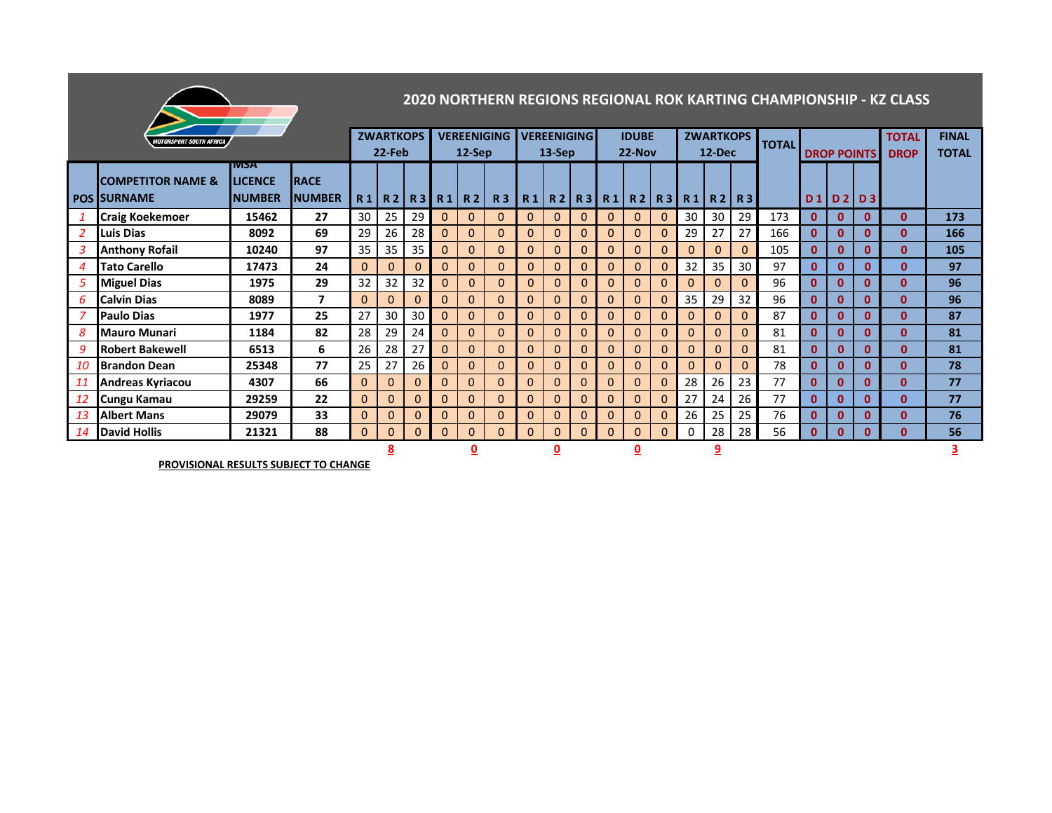## 2020 NORTHERN REGIONS REGIONAL ROK KARTING CHAMPIONSHIP - KZ CLASS

| POS | COMPETITOR NAME & SURNAME | MSA LICENCE NUMBER | RACE NUMBER | ZWARTKOPS 22-Feb | | | VEREENIGING 12-Sep | | | VEREENIGING 13-Sep | | | IDUBE 22-Nov | | | ZWARTKOPS 12-Dec | | | TOTAL | DROP POINTS | | | TOTAL DROP | FINAL TOTAL |
|---|---|---|---|---|---|---|---|---|---|---|---|---|---|---|---|---|---|---|---|---|---|---|---|---|
| | | | | R 1 | R 2 | R 3 | R 1 | R 2 | R 3 | R 1 | R 2 | R 3 | R 1 | R 2 | R 3 | R 1 | R 2 | R 3 | | D 1 | D 2 | D 3 | | |
| 1 | Craig Koekemoer | 15462 | 27 | 30 | 25 | 29 | 0 | 0 | 0 | 0 | 0 | 0 | 0 | 0 | 0 | 30 | 30 | 29 | 173 | 0 | 0 | 0 | 0 | 173 |
| 2 | Luis Dias | 8092 | 69 | 29 | 26 | 28 | 0 | 0 | 0 | 0 | 0 | 0 | 0 | 0 | 0 | 29 | 27 | 27 | 166 | 0 | 0 | 0 | 0 | 166 |
| 3 | Anthony Rofail | 10240 | 97 | 35 | 35 | 35 | 0 | 0 | 0 | 0 | 0 | 0 | 0 | 0 | 0 | 0 | 0 | 0 | 105 | 0 | 0 | 0 | 0 | 105 |
| 4 | Tato Carello | 17473 | 24 | 0 | 0 | 0 | 0 | 0 | 0 | 0 | 0 | 0 | 0 | 0 | 0 | 32 | 35 | 30 | 97 | 0 | 0 | 0 | 0 | 97 |
| 5 | Miguel Dias | 1975 | 29 | 32 | 32 | 32 | 0 | 0 | 0 | 0 | 0 | 0 | 0 | 0 | 0 | 0 | 0 | 0 | 96 | 0 | 0 | 0 | 0 | 96 |
| 6 | Calvin Dias | 8089 | 7 | 0 | 0 | 0 | 0 | 0 | 0 | 0 | 0 | 0 | 0 | 0 | 0 | 35 | 29 | 32 | 96 | 0 | 0 | 0 | 0 | 96 |
| 7 | Paulo Dias | 1977 | 25 | 27 | 30 | 30 | 0 | 0 | 0 | 0 | 0 | 0 | 0 | 0 | 0 | 0 | 0 | 0 | 87 | 0 | 0 | 0 | 0 | 87 |
| 8 | Mauro Munari | 1184 | 82 | 28 | 29 | 24 | 0 | 0 | 0 | 0 | 0 | 0 | 0 | 0 | 0 | 0 | 0 | 0 | 81 | 0 | 0 | 0 | 0 | 81 |
| 9 | Robert Bakewell | 6513 | 6 | 26 | 28 | 27 | 0 | 0 | 0 | 0 | 0 | 0 | 0 | 0 | 0 | 0 | 0 | 0 | 81 | 0 | 0 | 0 | 0 | 81 |
| 10 | Brandon Dean | 25348 | 77 | 25 | 27 | 26 | 0 | 0 | 0 | 0 | 0 | 0 | 0 | 0 | 0 | 0 | 0 | 0 | 78 | 0 | 0 | 0 | 0 | 78 |
| 11 | Andreas Kyriacou | 4307 | 66 | 0 | 0 | 0 | 0 | 0 | 0 | 0 | 0 | 0 | 0 | 0 | 0 | 28 | 26 | 23 | 77 | 0 | 0 | 0 | 0 | 77 |
| 12 | Cungu Kamau | 29259 | 22 | 0 | 0 | 0 | 0 | 0 | 0 | 0 | 0 | 0 | 0 | 0 | 0 | 27 | 24 | 26 | 77 | 0 | 0 | 0 | 0 | 77 |
| 13 | Albert Mans | 29079 | 33 | 0 | 0 | 0 | 0 | 0 | 0 | 0 | 0 | 0 | 0 | 0 | 0 | 26 | 25 | 25 | 76 | 0 | 0 | 0 | 0 | 76 |
| 14 | David Hollis | 21321 | 88 | 0 | 0 | 0 | 0 | 0 | 0 | 0 | 0 | 0 | 0 | 0 | 0 | 0 | 28 | 28 | 56 | 0 | 0 | 0 | 0 | 56 |
| | | | | | 8 | | | 0 | | | 0 | | | 0 | | | 9 | | | | | | | 3 |

**PROVISIONAL RESULTS SUBJECT TO CHANGE**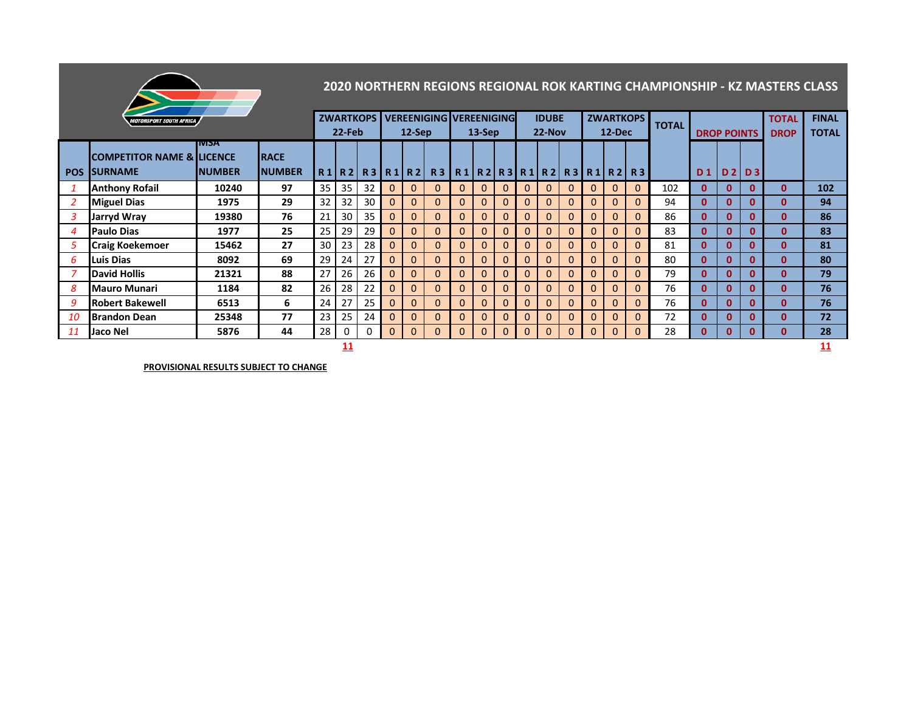## 2020 NORTHERN REGIONS REGIONAL ROK KARTING CHAMPIONSHIP - KZ MASTERS CLASS

| POS | COMPETITOR NAME & SURNAME | MSA LICENCE NUMBER | RACE NUMBER | ZWARTKOPS 22-Feb R 1 | R 2 | R 3 | VEREENIGING 12-Sep R 1 | R 2 | R 3 | VEREENIGING 13-Sep R 1 | R 2 | R 3 | IDUBE 22-Nov R 1 | R 2 | R 3 | ZWARTKOPS 12-Dec R 1 | R 2 | R 3 | TOTAL | DROP POINTS D 1 | D 2 | D 3 | TOTAL DROP | FINAL TOTAL |
|---|---|---|---|---|---|---|---|---|---|---|---|---|---|---|---|---|---|---|---|---|---|---|---|---|
| 1 | Anthony Rofail | 10240 | 97 | 35 | 35 | 32 | 0 | 0 | 0 | 0 | 0 | 0 | 0 | 0 | 0 | 0 | 0 | 0 | 102 | 0 | 0 | 0 | 0 | 102 |
| 2 | Miguel Dias | 1975 | 29 | 32 | 32 | 30 | 0 | 0 | 0 | 0 | 0 | 0 | 0 | 0 | 0 | 0 | 0 | 0 | 94 | 0 | 0 | 0 | 0 | 94 |
| 3 | Jarryd Wray | 19380 | 76 | 21 | 30 | 35 | 0 | 0 | 0 | 0 | 0 | 0 | 0 | 0 | 0 | 0 | 0 | 0 | 86 | 0 | 0 | 0 | 0 | 86 |
| 4 | Paulo Dias | 1977 | 25 | 25 | 29 | 29 | 0 | 0 | 0 | 0 | 0 | 0 | 0 | 0 | 0 | 0 | 0 | 0 | 83 | 0 | 0 | 0 | 0 | 83 |
| 5 | Craig Koekemoer | 15462 | 27 | 30 | 23 | 28 | 0 | 0 | 0 | 0 | 0 | 0 | 0 | 0 | 0 | 0 | 0 | 0 | 81 | 0 | 0 | 0 | 0 | 81 |
| 6 | Luis Dias | 8092 | 69 | 29 | 24 | 27 | 0 | 0 | 0 | 0 | 0 | 0 | 0 | 0 | 0 | 0 | 0 | 0 | 80 | 0 | 0 | 0 | 0 | 80 |
| 7 | David Hollis | 21321 | 88 | 27 | 26 | 26 | 0 | 0 | 0 | 0 | 0 | 0 | 0 | 0 | 0 | 0 | 0 | 0 | 79 | 0 | 0 | 0 | 0 | 79 |
| 8 | Mauro Munari | 1184 | 82 | 26 | 28 | 22 | 0 | 0 | 0 | 0 | 0 | 0 | 0 | 0 | 0 | 0 | 0 | 0 | 76 | 0 | 0 | 0 | 0 | 76 |
| 9 | Robert Bakewell | 6513 | 6 | 24 | 27 | 25 | 0 | 0 | 0 | 0 | 0 | 0 | 0 | 0 | 0 | 0 | 0 | 0 | 76 | 0 | 0 | 0 | 0 | 76 |
| 10 | Brandon Dean | 25348 | 77 | 23 | 25 | 24 | 0 | 0 | 0 | 0 | 0 | 0 | 0 | 0 | 0 | 0 | 0 | 0 | 72 | 0 | 0 | 0 | 0 | 72 |
| 11 | Jaco Nel | 5876 | 44 | 28 | 0 | 0 | 0 | 0 | 0 | 0 | 0 | 0 | 0 | 0 | 0 | 0 | 0 | 0 | 28 | 0 | 0 | 0 | 0 | 28 |
| | | | | | 11 | | | | | | | | | | | | | | | | | | | 11 |

**PROVISIONAL RESULTS SUBJECT TO CHANGE**